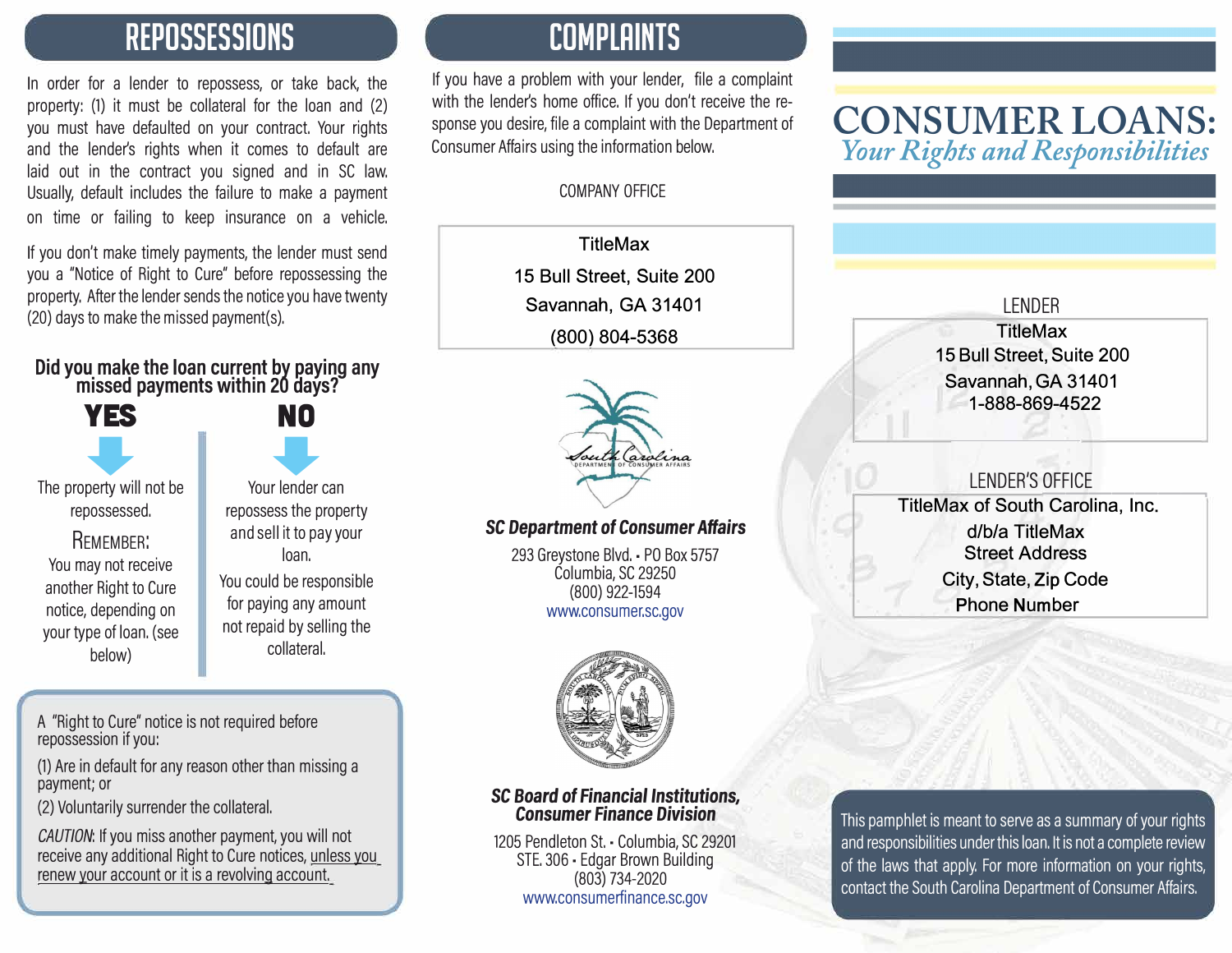## REPOSSESSIONS

In order for a lender to repossess, or take back, the property: (1) it must be collateral for the loan and (2) you must have defaulted on your contract. Your rights and the lender's rights when it comes to default are laid out in the contract you signed and in SC law. Usually, default includes the failure to make a payment on time or failing to keep insurance on a vehicle.

If you don't make timely payments, the lender must send you a "Notice of Right to Cure" before repossessing the property. After the lender sends the notice you have twenty (20) days to make the missed payment(s).

### Did you make the loan current by paying any missed payments within 20 days?

**YES**

The property will not be repossessed.

REMEMBER: You may not receive another Right to Cure notice, depending on your type of loan. (see below)

**NO**

Your lender can repossess the property and sell it to pay your loan.

You could be responsible for paying any amount not repaid by selling the collateral.

> A "Right to Cure" notice is not required before repossession if you:
>
> (1) Are in default for any reason other than missing a payment; or
>
> (2) Voluntarily surrender the collateral.
>
> *CAUTION*: If you miss another payment, you will not receive any additional Right to Cure notices, unless you renew your account or it is a revolving account.

## COMPLAINTS

If you have a problem with your lender, file a complaint with the lender's home office. If you don't receive the response you desire, file a complaint with the Department of Consumer Affairs using the information below.

COMPANY OFFICE

TitleMax
15 Bull Street, Suite 200
Savannah, GA 31401
(800) 804-5368

**_SC Department of Consumer Affairs_**

293 Greystone Blvd. • PO Box 5757
Columbia, SC 29250
(800) 922-1594
www.consumer.sc.gov

**_SC Board of Financial Institutions, Consumer Finance Division_**

1205 Pendleton St. • Columbia, SC 29201
STE. 306 • Edgar Brown Building
(803) 734-2020
www.consumerfinance.sc.gov

# CONSUMER LOANS:

## *Your Rights and Responsibilities*

LENDER

TitleMax
15 Bull Street, Suite 200
Savannah, GA 31401
1-888-869-4522

LENDER'S OFFICE

TitleMax of South Carolina, Inc.
d/b/a TitleMax
Street Address
City, State, Zip Code
Phone Number

This pamphlet is meant to serve as a summary of your rights and responsibilities under this loan. It is not a complete review of the laws that apply. For more information on your rights, contact the South Carolina Department of Consumer Affairs.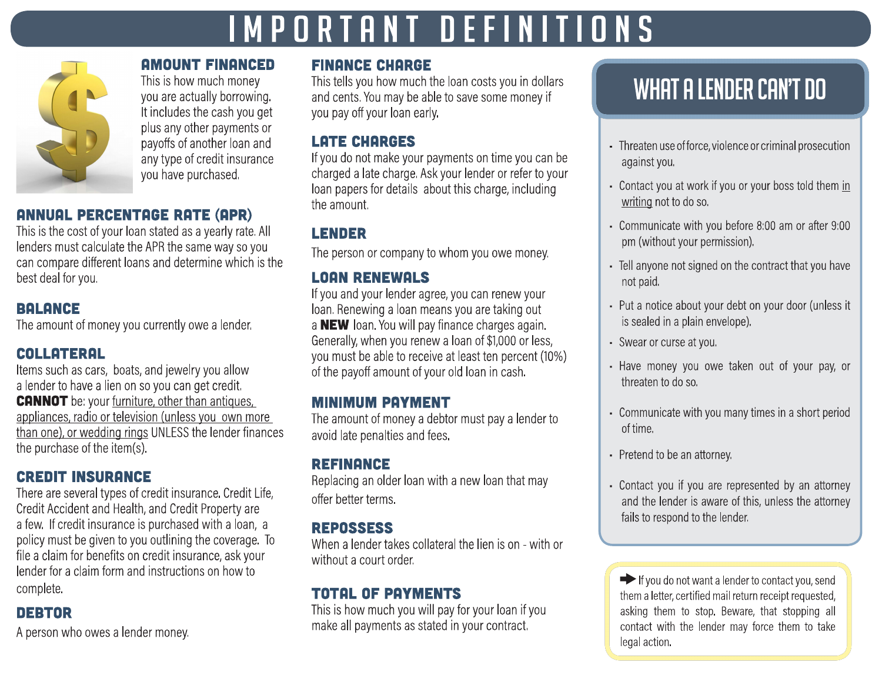# IMPORTANT DEFINITIONS

## AMOUNT FINANCED

This is how much money you are actually borrowing. It includes the cash you get plus any other payments or payoffs of another loan and any type of credit insurance you have purchased.

## ANNUAL PERCENTAGE RATE (APR)

This is the cost of your loan stated as a yearly rate. All lenders must calculate the APR the same way so you can compare different loans and determine which is the best deal for you.

## BALANCE

The amount of money you currently owe a lender.

## COLLATERAL

Items such as cars, boats, and jewelry you allow a lender to have a lien on so you can get credit. **CANNOT** be: your furniture, other than antiques, appliances, radio or television (unless you own more than one), or wedding rings UNLESS the lender finances the purchase of the item(s).

## CREDIT INSURANCE

There are several types of credit insurance. Credit Life, Credit Accident and Health, and Credit Property are a few. If credit insurance is purchased with a loan, a policy must be given to you outlining the coverage. To file a claim for benefits on credit insurance, ask your lender for a claim form and instructions on how to complete.

## DEBTOR

A person who owes a lender money.

## FINANCE CHARGE

This tells you how much the loan costs you in dollars and cents. You may be able to save some money if you pay off your loan early.

## LATE CHARGES

If you do not make your payments on time you can be charged a late charge. Ask your lender or refer to your loan papers for details about this charge, including the amount.

## LENDER

The person or company to whom you owe money.

## LOAN RENEWALS

If you and your lender agree, you can renew your loan. Renewing a loan means you are taking out a **NEW** loan. You will pay finance charges again. Generally, when you renew a loan of $1,000 or less, you must be able to receive at least ten percent (10%) of the payoff amount of your old loan in cash.

## MINIMUM PAYMENT

The amount of money a debtor must pay a lender to avoid late penalties and fees.

## REFINANCE

Replacing an older loan with a new loan that may offer better terms.

## REPOSSESS

When a lender takes collateral the lien is on - with or without a court order.

## TOTAL OF PAYMENTS

This is how much you will pay for your loan if you make all payments as stated in your contract.

## WHAT A LENDER CAN'T DO

- Threaten use of force, violence or criminal prosecution against you.
- Contact you at work if you or your boss told them in writing not to do so.
- Communicate with you before 8:00 am or after 9:00 pm (without your permission).
- Tell anyone not signed on the contract that you have not paid.
- Put a notice about your debt on your door (unless it is sealed in a plain envelope).
- Swear or curse at you.
- Have money you owe taken out of your pay, or threaten to do so.
- Communicate with you many times in a short period of time.
- Pretend to be an attorney.
- Contact you if you are represented by an attorney and the lender is aware of this, unless the attorney fails to respond to the lender.

➡ If you do not want a lender to contact you, send them a letter, certified mail return receipt requested, asking them to stop. Beware, that stopping all contact with the lender may force them to take legal action.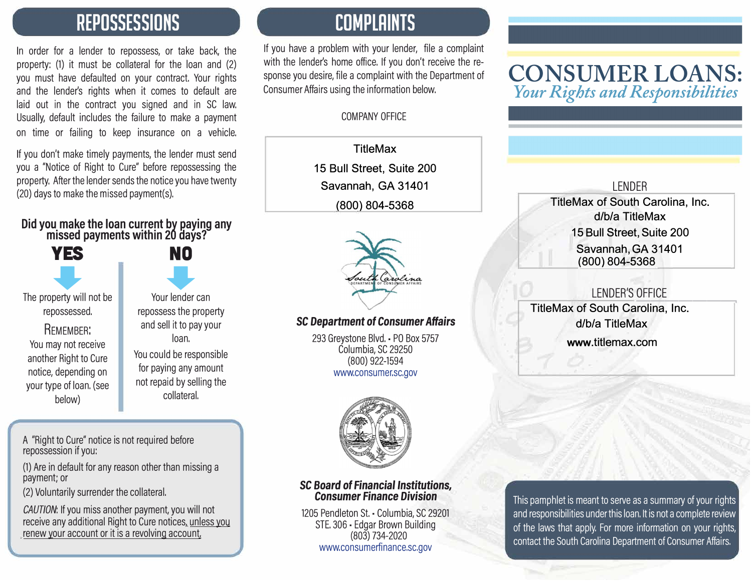## REPOSSESSIONS

In order for a lender to repossess, or take back, the property: (1) it must be collateral for the loan and (2) you must have defaulted on your contract. Your rights and the lender's rights when it comes to default are laid out in the contract you signed and in SC law. Usually, default includes the failure to make a payment on time or failing to keep insurance on a vehicle.

If you don't make timely payments, the lender must send you a "Notice of Right to Cure" before repossessing the property. After the lender sends the notice you have twenty (20) days to make the missed payment(s).

### Did you make the loan current by paying any missed payments within 20 days?

**YES**

The property will not be repossessed.

REMEMBER:
You may not receive another Right to Cure notice, depending on your type of loan. (see below)

**NO**

Your lender can repossess the property and sell it to pay your loan.

You could be responsible for paying any amount not repaid by selling the collateral.

A "Right to Cure" notice is not required before repossession if you:

(1) Are in default for any reason other than missing a payment; or

(2) Voluntarily surrender the collateral.

*CAUTION*: If you miss another payment, you will not receive any additional Right to Cure notices, unless you renew your account or it is a revolving account.

## COMPLAINTS

If you have a problem with your lender, file a complaint with the lender's home office. If you don't receive the response you desire, file a complaint with the Department of Consumer Affairs using the information below.

COMPANY OFFICE

TitleMax
15 Bull Street, Suite 200
Savannah, GA 31401
(800) 804-5368

**_SC Department of Consumer Affairs_**

293 Greystone Blvd. • PO Box 5757
Columbia, SC 29250
(800) 922-1594
www.consumer.sc.gov

**_SC Board of Financial Institutions, Consumer Finance Division_**

1205 Pendleton St. • Columbia, SC 29201
STE. 306 • Edgar Brown Building
(803) 734-2020
www.consumerfinance.sc.gov

# CONSUMER LOANS:
## *Your Rights and Responsibilities*

LENDER

TitleMax of South Carolina, Inc.
d/b/a TitleMax
15 Bull Street, Suite 200
Savannah, GA 31401
(800) 804-5368

LENDER'S OFFICE

TitleMax of South Carolina, Inc.
d/b/a TitleMax
www.titlemax.com

This pamphlet is meant to serve as a summary of your rights and responsibilities under this loan. It is not a complete review of the laws that apply. For more information on your rights, contact the South Carolina Department of Consumer Affairs.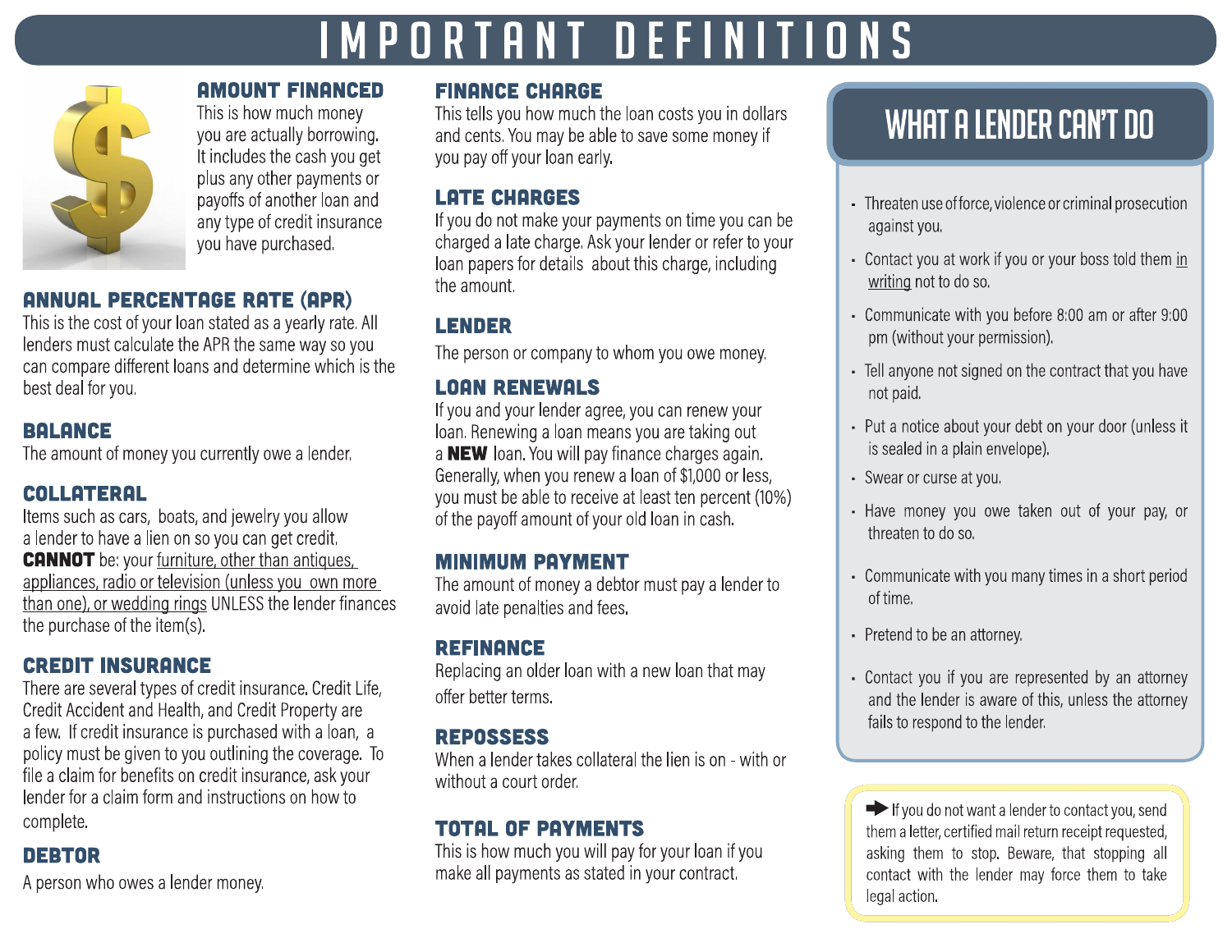# IMPORTANT DEFINITIONS

## AMOUNT FINANCED

This is how much money you are actually borrowing. It includes the cash you get plus any other payments or payoffs of another loan and any type of credit insurance you have purchased.

## ANNUAL PERCENTAGE RATE (APR)

This is the cost of your loan stated as a yearly rate. All lenders must calculate the APR the same way so you can compare different loans and determine which is the best deal for you.

## BALANCE

The amount of money you currently owe a lender.

## COLLATERAL

Items such as cars, boats, and jewelry you allow a lender to have a lien on so you can get credit. **CANNOT** be: your furniture, other than antiques, appliances, radio or television (unless you own more than one), or wedding rings UNLESS the lender finances the purchase of the item(s).

## CREDIT INSURANCE

There are several types of credit insurance. Credit Life, Credit Accident and Health, and Credit Property are a few. If credit insurance is purchased with a loan, a policy must be given to you outlining the coverage. To file a claim for benefits on credit insurance, ask your lender for a claim form and instructions on how to complete.

## DEBTOR

A person who owes a lender money.

## FINANCE CHARGE

This tells you how much the loan costs you in dollars and cents. You may be able to save some money if you pay off your loan early.

## LATE CHARGES

If you do not make your payments on time you can be charged a late charge. Ask your lender or refer to your loan papers for details about this charge, including the amount.

## LENDER

The person or company to whom you owe money.

## LOAN RENEWALS

If you and your lender agree, you can renew your loan. Renewing a loan means you are taking out a **NEW** loan. You will pay finance charges again. Generally, when you renew a loan of $1,000 or less, you must be able to receive at least ten percent (10%) of the payoff amount of your old loan in cash.

## MINIMUM PAYMENT

The amount of money a debtor must pay a lender to avoid late penalties and fees.

## REFINANCE

Replacing an older loan with a new loan that may offer better terms.

## REPOSSESS

When a lender takes collateral the lien is on - with or without a court order.

## TOTAL OF PAYMENTS

This is how much you will pay for your loan if you make all payments as stated in your contract.

## WHAT A LENDER CAN'T DO

- Threaten use of force, violence or criminal prosecution against you.
- Contact you at work if you or your boss told them in writing not to do so.
- Communicate with you before 8:00 am or after 9:00 pm (without your permission).
- Tell anyone not signed on the contract that you have not paid.
- Put a notice about your debt on your door (unless it is sealed in a plain envelope).
- Swear or curse at you.
- Have money you owe taken out of your pay, or threaten to do so.
- Communicate with you many times in a short period of time.
- Pretend to be an attorney.
- Contact you if you are represented by an attorney and the lender is aware of this, unless the attorney fails to respond to the lender.

➡ If you do not want a lender to contact you, send them a letter, certified mail return receipt requested, asking them to stop. Beware, that stopping all contact with the lender may force them to take legal action.